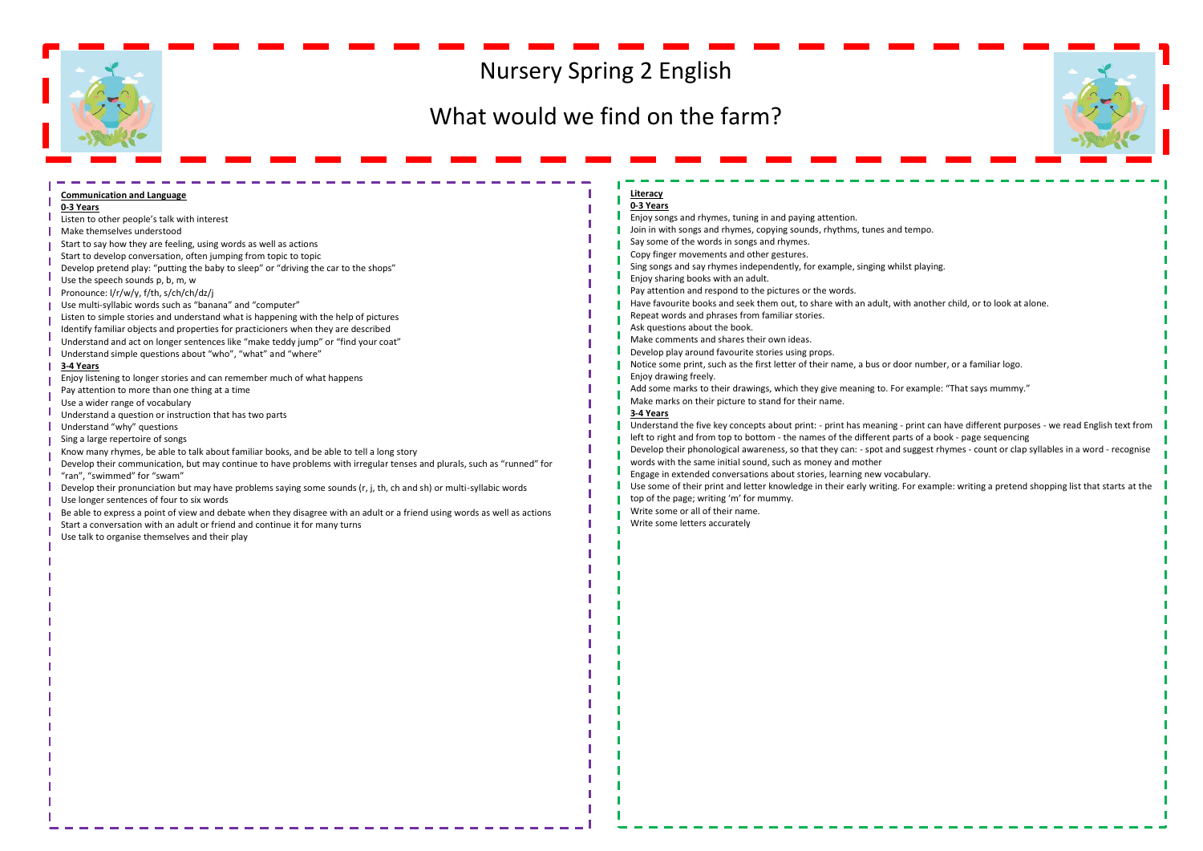# Nursery Spring 2 English

# What would we find on the farm?

## Communication and Language

### 0-3 Years

Listen to other people's talk with interest
Make themselves understood
Start to say how they are feeling, using words as well as actions
Start to develop conversation, often jumping from topic to topic
Develop pretend play: "putting the baby to sleep" or "driving the car to the shops"
Use the speech sounds p, b, m, w
Pronounce: l/r/w/y, f/th, s/ch/ch/dz/j
Use multi-syllabic words such as "banana" and "computer"
Listen to simple stories and understand what is happening with the help of pictures
Identify familiar objects and properties for practicioners when they are described
Understand and act on longer sentences like "make teddy jump" or "find your coat"
Understand simple questions about "who", "what" and "where"

### 3-4 Years

Enjoy listening to longer stories and can remember much of what happens
Pay attention to more than one thing at a time
Use a wider range of vocabulary
Understand a question or instruction that has two parts
Understand "why" questions
Sing a large repertoire of songs
Know many rhymes, be able to talk about familiar books, and be able to tell a long story
Develop their communication, but may continue to have problems with irregular tenses and plurals, such as "runned" for "ran", "swimmed" for "swam"
Develop their pronunciation but may have problems saying some sounds (r, j, th, ch and sh) or multi-syllabic words
Use longer sentences of four to six words
Be able to express a point of view and debate when they disagree with an adult or a friend using words as well as actions
Start a conversation with an adult or friend and continue it for many turns
Use talk to organise themselves and their play

## Literacy

### 0-3 Years

Enjoy songs and rhymes, tuning in and paying attention.
Join in with songs and rhymes, copying sounds, rhythms, tunes and tempo.
Say some of the words in songs and rhymes.
Copy finger movements and other gestures.
Sing songs and say rhymes independently, for example, singing whilst playing.
Enjoy sharing books with an adult.
Pay attention and respond to the pictures or the words.
Have favourite books and seek them out, to share with an adult, with another child, or to look at alone.
Repeat words and phrases from familiar stories.
Ask questions about the book.
Make comments and shares their own ideas.
Develop play around favourite stories using props.
Notice some print, such as the first letter of their name, a bus or door number, or a familiar logo.
Enjoy drawing freely.
Add some marks to their drawings, which they give meaning to. For example: "That says mummy."
Make marks on their picture to stand for their name.

### 3-4 Years

Understand the five key concepts about print: - print has meaning - print can have different purposes - we read English text from left to right and from top to bottom - the names of the different parts of a book - page sequencing
Develop their phonological awareness, so that they can: - spot and suggest rhymes - count or clap syllables in a word - recognise words with the same initial sound, such as money and mother
Engage in extended conversations about stories, learning new vocabulary.
Use some of their print and letter knowledge in their early writing. For example: writing a pretend shopping list that starts at the top of the page; writing 'm' for mummy.
Write some or all of their name.
Write some letters accurately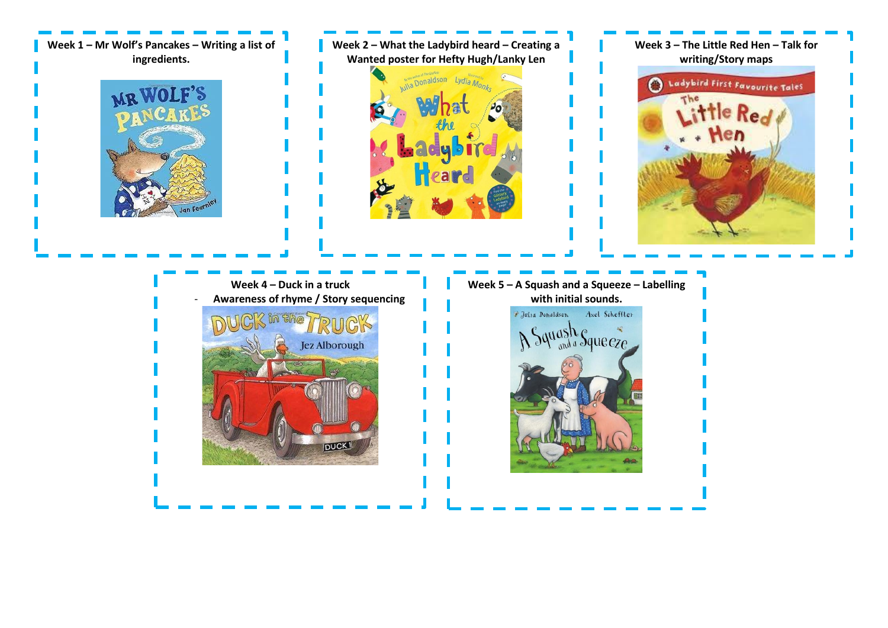**Week 1 – Mr Wolf's Pancakes – Writing a list of ingredients.**

**Week 2 – What the Ladybird heard – Creating a Wanted poster for Hefty Hugh/Lanky Len**

**Week 3 – The Little Red Hen – Talk for writing/Story maps**

**Week 4 – Duck in a truck**

- **Awareness of rhyme / Story sequencing**

**Week 5 – A Squash and a Squeeze – Labelling with initial sounds.**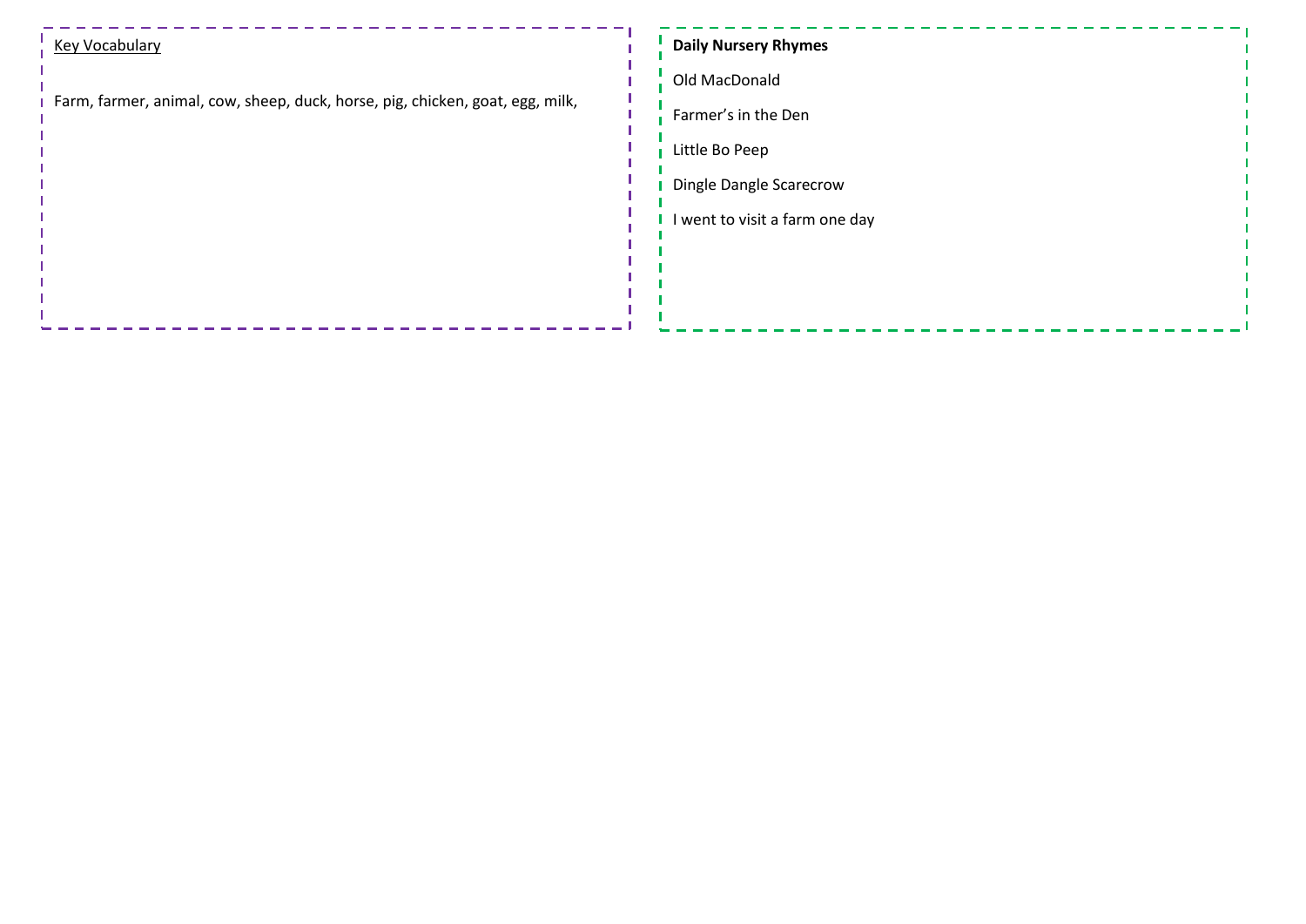<u>Key Vocabulary</u>

Farm, farmer, animal, cow, sheep, duck, horse, pig, chicken, goat, egg, milk,

**Daily Nursery Rhymes**

Old MacDonald

Farmer's in the Den

Little Bo Peep

Dingle Dangle Scarecrow

I went to visit a farm one day